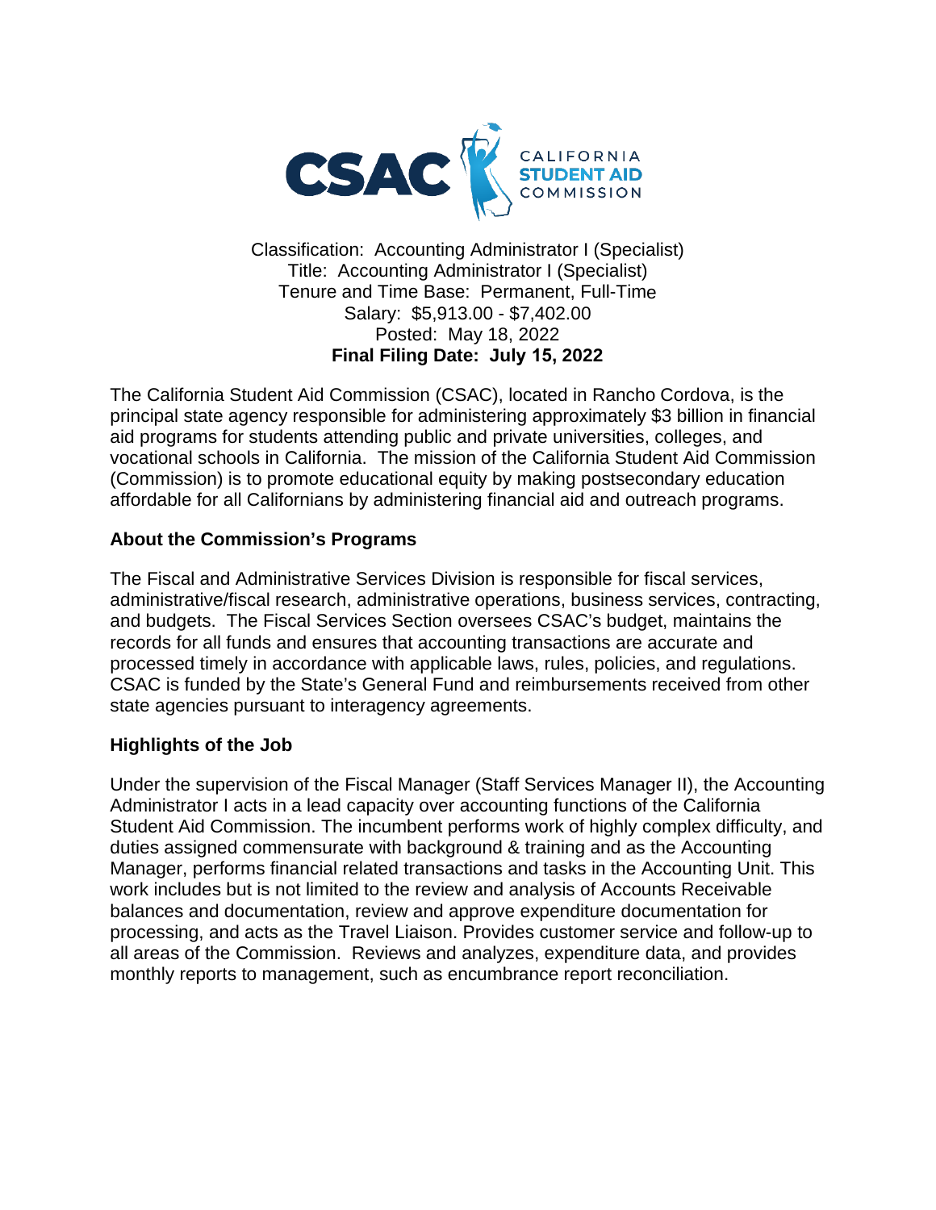CSAC CALIFORNIA STUDENT AID COMMISSION

Classification: Accounting Administrator I (Specialist)
Title: Accounting Administrator I (Specialist)
Tenure and Time Base: Permanent, Full-Time
Salary: $5,913.00 - $7,402.00
Posted: May 18, 2022
**Final Filing Date: July 15, 2022**

The California Student Aid Commission (CSAC), located in Rancho Cordova, is the principal state agency responsible for administering approximately $3 billion in financial aid programs for students attending public and private universities, colleges, and vocational schools in California. The mission of the California Student Aid Commission (Commission) is to promote educational equity by making postsecondary education affordable for all Californians by administering financial aid and outreach programs.

## About the Commission's Programs

The Fiscal and Administrative Services Division is responsible for fiscal services, administrative/fiscal research, administrative operations, business services, contracting, and budgets. The Fiscal Services Section oversees CSAC's budget, maintains the records for all funds and ensures that accounting transactions are accurate and processed timely in accordance with applicable laws, rules, policies, and regulations. CSAC is funded by the State's General Fund and reimbursements received from other state agencies pursuant to interagency agreements.

## Highlights of the Job

Under the supervision of the Fiscal Manager (Staff Services Manager II), the Accounting Administrator I acts in a lead capacity over accounting functions of the California Student Aid Commission. The incumbent performs work of highly complex difficulty, and duties assigned commensurate with background & training and as the Accounting Manager, performs financial related transactions and tasks in the Accounting Unit. This work includes but is not limited to the review and analysis of Accounts Receivable balances and documentation, review and approve expenditure documentation for processing, and acts as the Travel Liaison. Provides customer service and follow-up to all areas of the Commission. Reviews and analyzes, expenditure data, and provides monthly reports to management, such as encumbrance report reconciliation.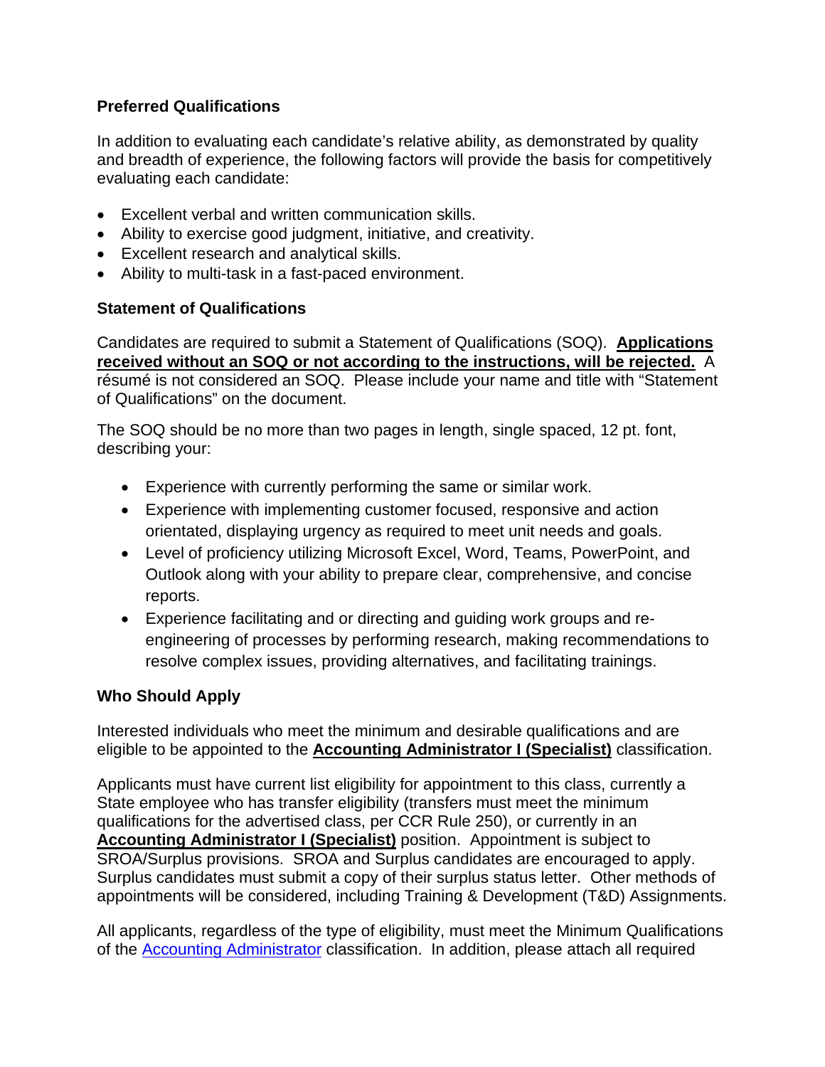### Preferred Qualifications

In addition to evaluating each candidate's relative ability, as demonstrated by quality and breadth of experience, the following factors will provide the basis for competitively evaluating each candidate:

- Excellent verbal and written communication skills.
- Ability to exercise good judgment, initiative, and creativity.
- Excellent research and analytical skills.
- Ability to multi-task in a fast-paced environment.

### Statement of Qualifications

Candidates are required to submit a Statement of Qualifications (SOQ). **Applications received without an SOQ or not according to the instructions, will be rejected.** A résumé is not considered an SOQ. Please include your name and title with "Statement of Qualifications" on the document.

The SOQ should be no more than two pages in length, single spaced, 12 pt. font, describing your:

- Experience with currently performing the same or similar work.
- Experience with implementing customer focused, responsive and action orientated, displaying urgency as required to meet unit needs and goals.
- Level of proficiency utilizing Microsoft Excel, Word, Teams, PowerPoint, and Outlook along with your ability to prepare clear, comprehensive, and concise reports.
- Experience facilitating and or directing and guiding work groups and re-engineering of processes by performing research, making recommendations to resolve complex issues, providing alternatives, and facilitating trainings.

### Who Should Apply

Interested individuals who meet the minimum and desirable qualifications and are eligible to be appointed to the **Accounting Administrator I (Specialist)** classification.

Applicants must have current list eligibility for appointment to this class, currently a State employee who has transfer eligibility (transfers must meet the minimum qualifications for the advertised class, per CCR Rule 250), or currently in an **Accounting Administrator I (Specialist)** position. Appointment is subject to SROA/Surplus provisions. SROA and Surplus candidates are encouraged to apply. Surplus candidates must submit a copy of their surplus status letter. Other methods of appointments will be considered, including Training & Development (T&D) Assignments.

All applicants, regardless of the type of eligibility, must meet the Minimum Qualifications of the Accounting Administrator classification. In addition, please attach all required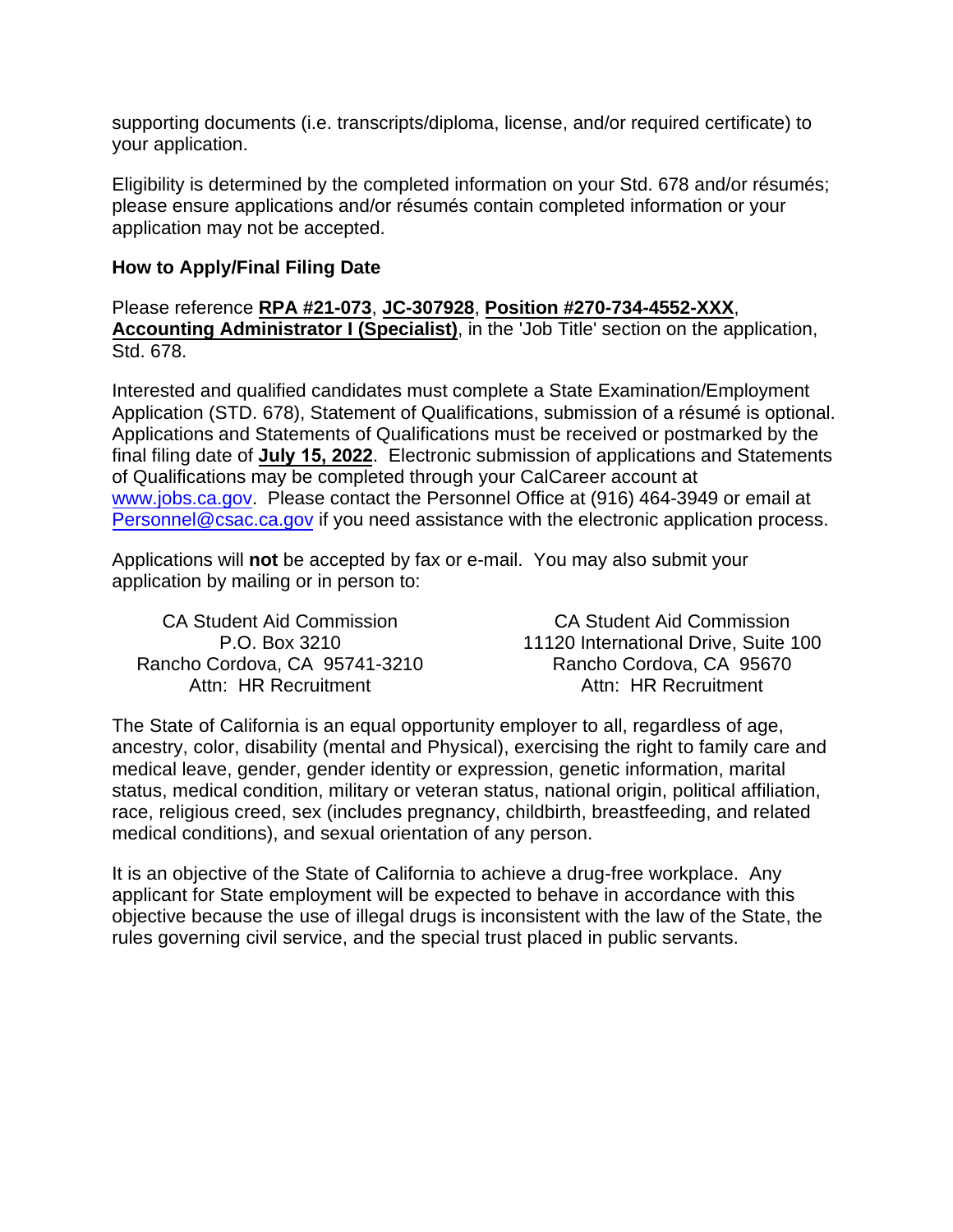supporting documents (i.e. transcripts/diploma, license, and/or required certificate) to your application.

Eligibility is determined by the completed information on your Std. 678 and/or résumés; please ensure applications and/or résumés contain completed information or your application may not be accepted.

**How to Apply/Final Filing Date**

Please reference **RPA #21-073**, **JC-307928**, **Position #270-734-4552-XXX**, **Accounting Administrator I (Specialist)**, in the 'Job Title' section on the application, Std. 678.

Interested and qualified candidates must complete a State Examination/Employment Application (STD. 678), Statement of Qualifications, submission of a résumé is optional. Applications and Statements of Qualifications must be received or postmarked by the final filing date of **July 15, 2022**. Electronic submission of applications and Statements of Qualifications may be completed through your CalCareer account at www.jobs.ca.gov. Please contact the Personnel Office at (916) 464-3949 or email at Personnel@csac.ca.gov if you need assistance with the electronic application process.

Applications will **not** be accepted by fax or e-mail. You may also submit your application by mailing or in person to:

CA Student Aid Commission
P.O. Box 3210
Rancho Cordova, CA 95741-3210
Attn: HR Recruitment

CA Student Aid Commission
11120 International Drive, Suite 100
Rancho Cordova, CA 95670
Attn: HR Recruitment

The State of California is an equal opportunity employer to all, regardless of age, ancestry, color, disability (mental and Physical), exercising the right to family care and medical leave, gender, gender identity or expression, genetic information, marital status, medical condition, military or veteran status, national origin, political affiliation, race, religious creed, sex (includes pregnancy, childbirth, breastfeeding, and related medical conditions), and sexual orientation of any person.

It is an objective of the State of California to achieve a drug-free workplace. Any applicant for State employment will be expected to behave in accordance with this objective because the use of illegal drugs is inconsistent with the law of the State, the rules governing civil service, and the special trust placed in public servants.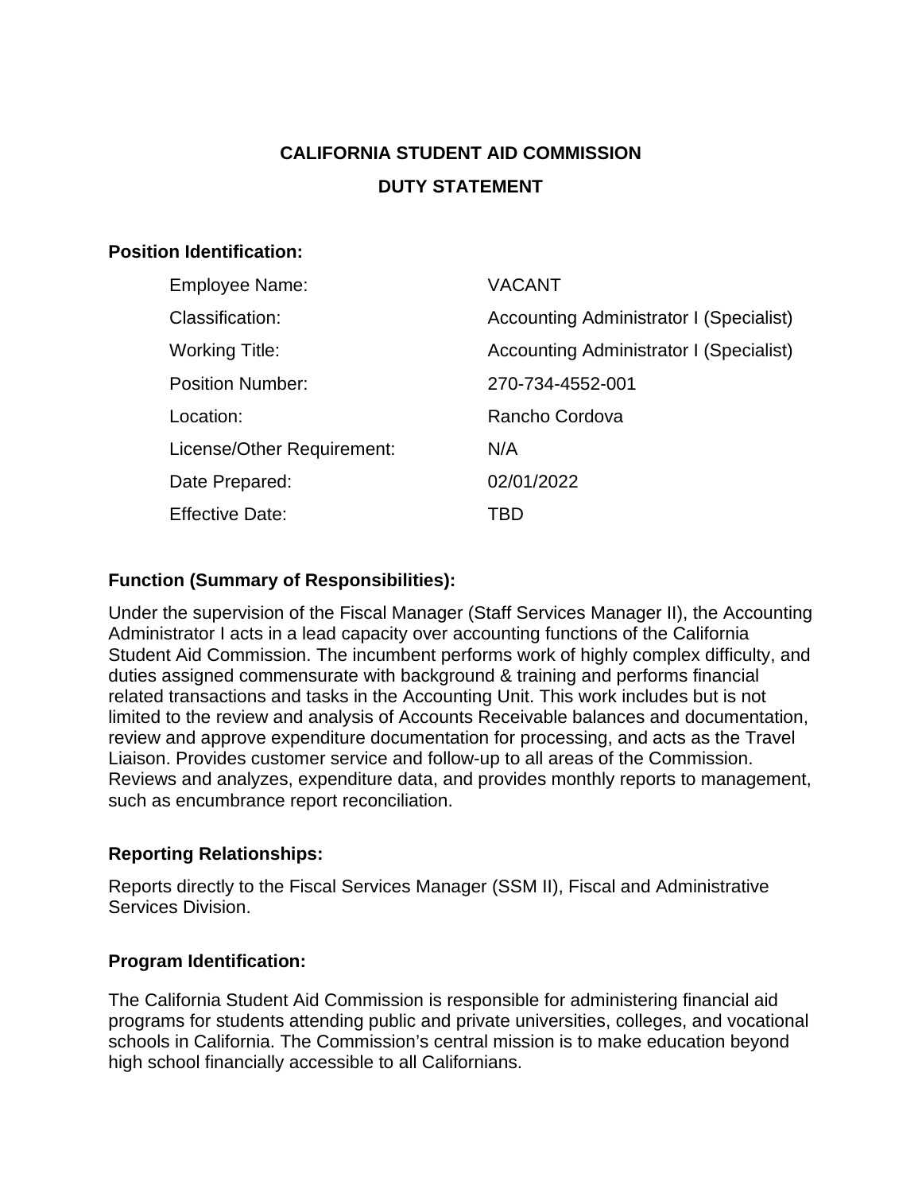# CALIFORNIA STUDENT AID COMMISSION

## DUTY STATEMENT

**Position Identification:**

| | |
|---|---|
| Employee Name: | VACANT |
| Classification: | Accounting Administrator I (Specialist) |
| Working Title: | Accounting Administrator I (Specialist) |
| Position Number: | 270-734-4552-001 |
| Location: | Rancho Cordova |
| License/Other Requirement: | N/A |
| Date Prepared: | 02/01/2022 |
| Effective Date: | TBD |

**Function (Summary of Responsibilities):**

Under the supervision of the Fiscal Manager (Staff Services Manager II), the Accounting Administrator I acts in a lead capacity over accounting functions of the California Student Aid Commission. The incumbent performs work of highly complex difficulty, and duties assigned commensurate with background & training and performs financial related transactions and tasks in the Accounting Unit. This work includes but is not limited to the review and analysis of Accounts Receivable balances and documentation, review and approve expenditure documentation for processing, and acts as the Travel Liaison. Provides customer service and follow-up to all areas of the Commission. Reviews and analyzes, expenditure data, and provides monthly reports to management, such as encumbrance report reconciliation.

**Reporting Relationships:**

Reports directly to the Fiscal Services Manager (SSM II), Fiscal and Administrative Services Division.

**Program Identification:**

The California Student Aid Commission is responsible for administering financial aid programs for students attending public and private universities, colleges, and vocational schools in California. The Commission's central mission is to make education beyond high school financially accessible to all Californians.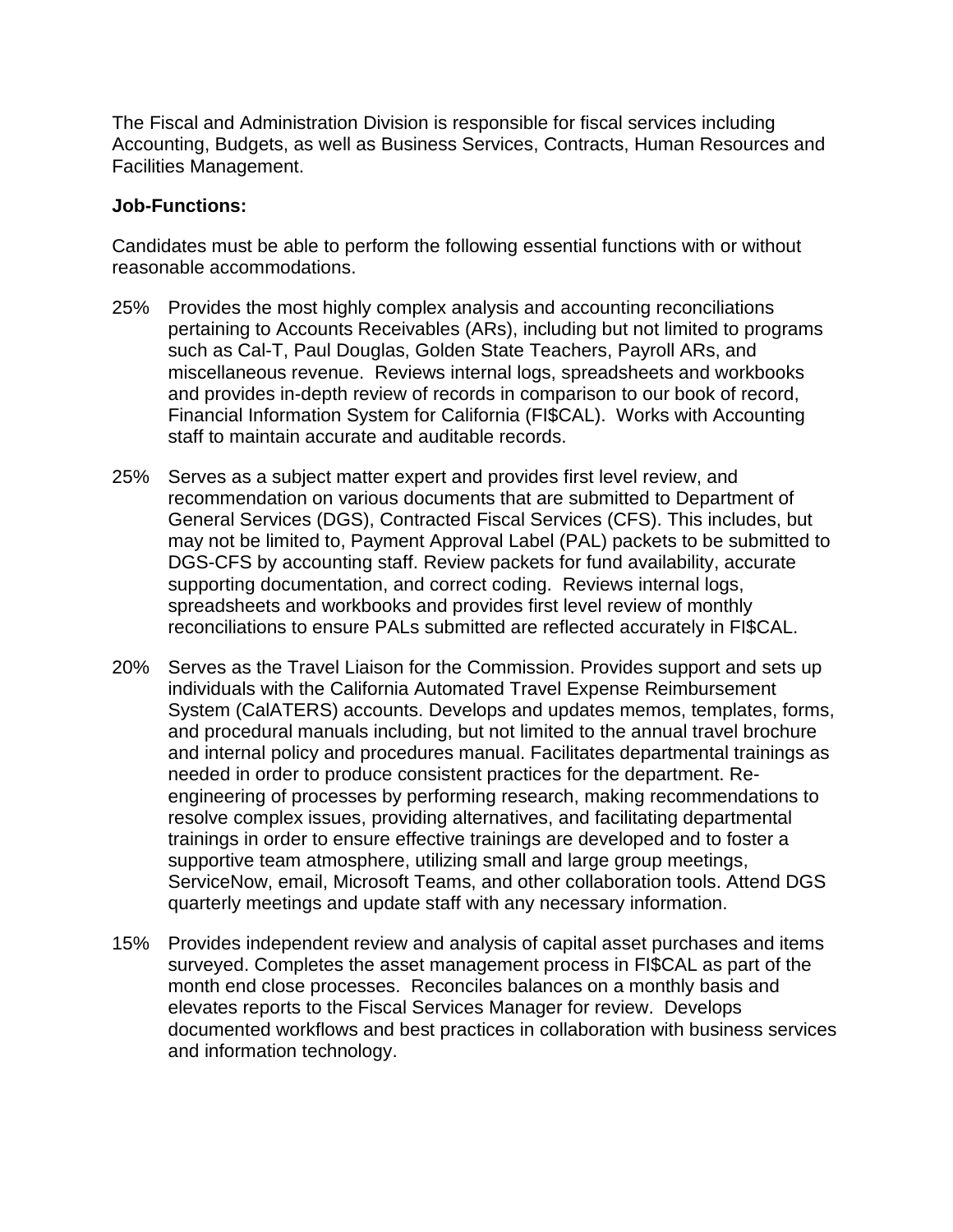The Fiscal and Administration Division is responsible for fiscal services including Accounting, Budgets, as well as Business Services, Contracts, Human Resources and Facilities Management.

**Job-Functions:**

Candidates must be able to perform the following essential functions with or without reasonable accommodations.

25% Provides the most highly complex analysis and accounting reconciliations pertaining to Accounts Receivables (ARs), including but not limited to programs such as Cal-T, Paul Douglas, Golden State Teachers, Payroll ARs, and miscellaneous revenue. Reviews internal logs, spreadsheets and workbooks and provides in-depth review of records in comparison to our book of record, Financial Information System for California (FI$CAL). Works with Accounting staff to maintain accurate and auditable records.

25% Serves as a subject matter expert and provides first level review, and recommendation on various documents that are submitted to Department of General Services (DGS), Contracted Fiscal Services (CFS). This includes, but may not be limited to, Payment Approval Label (PAL) packets to be submitted to DGS-CFS by accounting staff. Review packets for fund availability, accurate supporting documentation, and correct coding. Reviews internal logs, spreadsheets and workbooks and provides first level review of monthly reconciliations to ensure PALs submitted are reflected accurately in FI$CAL.

20% Serves as the Travel Liaison for the Commission. Provides support and sets up individuals with the California Automated Travel Expense Reimbursement System (CalATERS) accounts. Develops and updates memos, templates, forms, and procedural manuals including, but not limited to the annual travel brochure and internal policy and procedures manual. Facilitates departmental trainings as needed in order to produce consistent practices for the department. Re-engineering of processes by performing research, making recommendations to resolve complex issues, providing alternatives, and facilitating departmental trainings in order to ensure effective trainings are developed and to foster a supportive team atmosphere, utilizing small and large group meetings, ServiceNow, email, Microsoft Teams, and other collaboration tools. Attend DGS quarterly meetings and update staff with any necessary information.

15% Provides independent review and analysis of capital asset purchases and items surveyed. Completes the asset management process in FI$CAL as part of the month end close processes. Reconciles balances on a monthly basis and elevates reports to the Fiscal Services Manager for review. Develops documented workflows and best practices in collaboration with business services and information technology.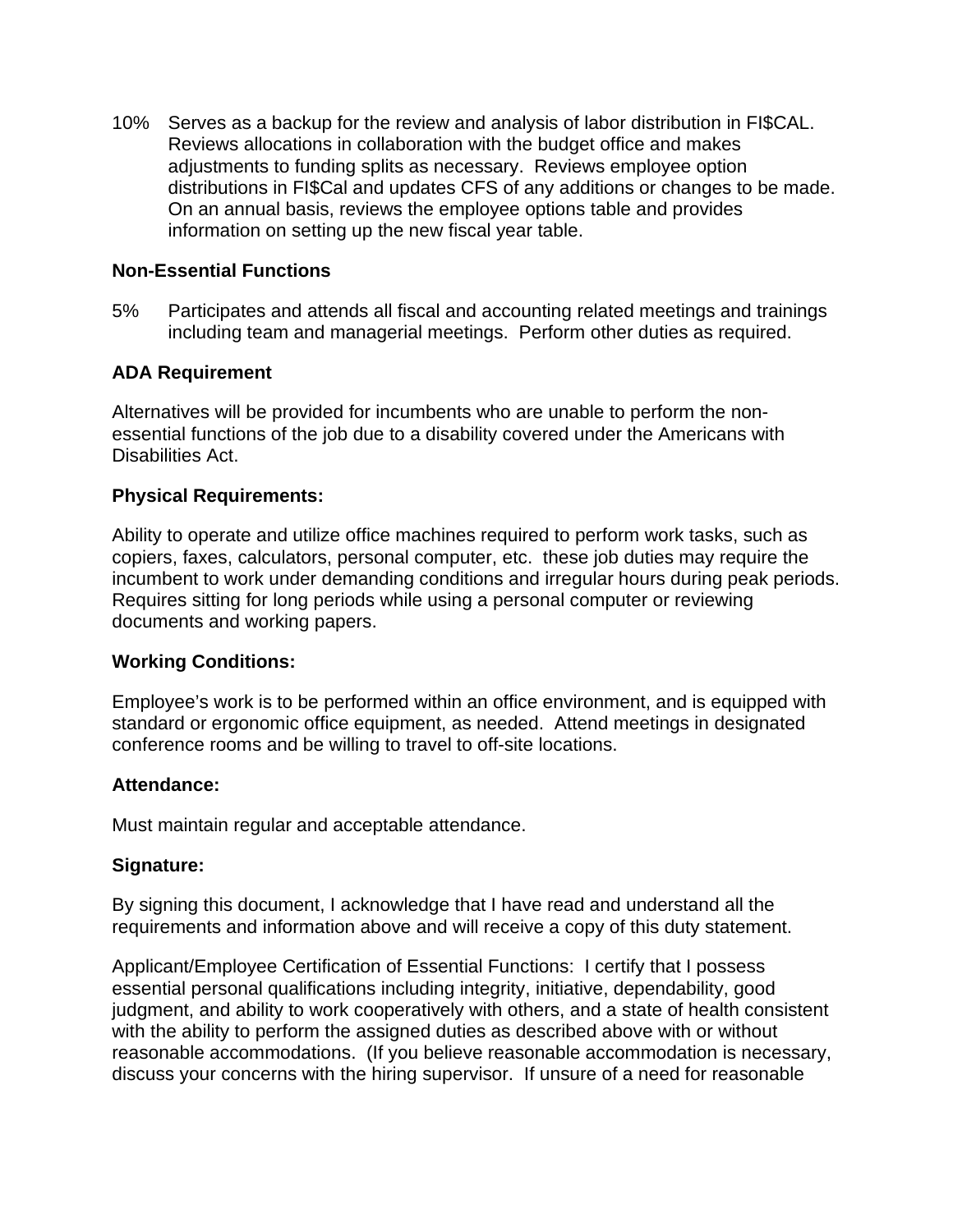10% Serves as a backup for the review and analysis of labor distribution in FI$CAL. Reviews allocations in collaboration with the budget office and makes adjustments to funding splits as necessary. Reviews employee option distributions in FI$Cal and updates CFS of any additions or changes to be made. On an annual basis, reviews the employee options table and provides information on setting up the new fiscal year table.

**Non-Essential Functions**

5% Participates and attends all fiscal and accounting related meetings and trainings including team and managerial meetings. Perform other duties as required.

**ADA Requirement**

Alternatives will be provided for incumbents who are unable to perform the non-essential functions of the job due to a disability covered under the Americans with Disabilities Act.

**Physical Requirements:**

Ability to operate and utilize office machines required to perform work tasks, such as copiers, faxes, calculators, personal computer, etc. these job duties may require the incumbent to work under demanding conditions and irregular hours during peak periods. Requires sitting for long periods while using a personal computer or reviewing documents and working papers.

**Working Conditions:**

Employee's work is to be performed within an office environment, and is equipped with standard or ergonomic office equipment, as needed. Attend meetings in designated conference rooms and be willing to travel to off-site locations.

**Attendance:**

Must maintain regular and acceptable attendance.

**Signature:**

By signing this document, I acknowledge that I have read and understand all the requirements and information above and will receive a copy of this duty statement.

Applicant/Employee Certification of Essential Functions: I certify that I possess essential personal qualifications including integrity, initiative, dependability, good judgment, and ability to work cooperatively with others, and a state of health consistent with the ability to perform the assigned duties as described above with or without reasonable accommodations. (If you believe reasonable accommodation is necessary, discuss your concerns with the hiring supervisor. If unsure of a need for reasonable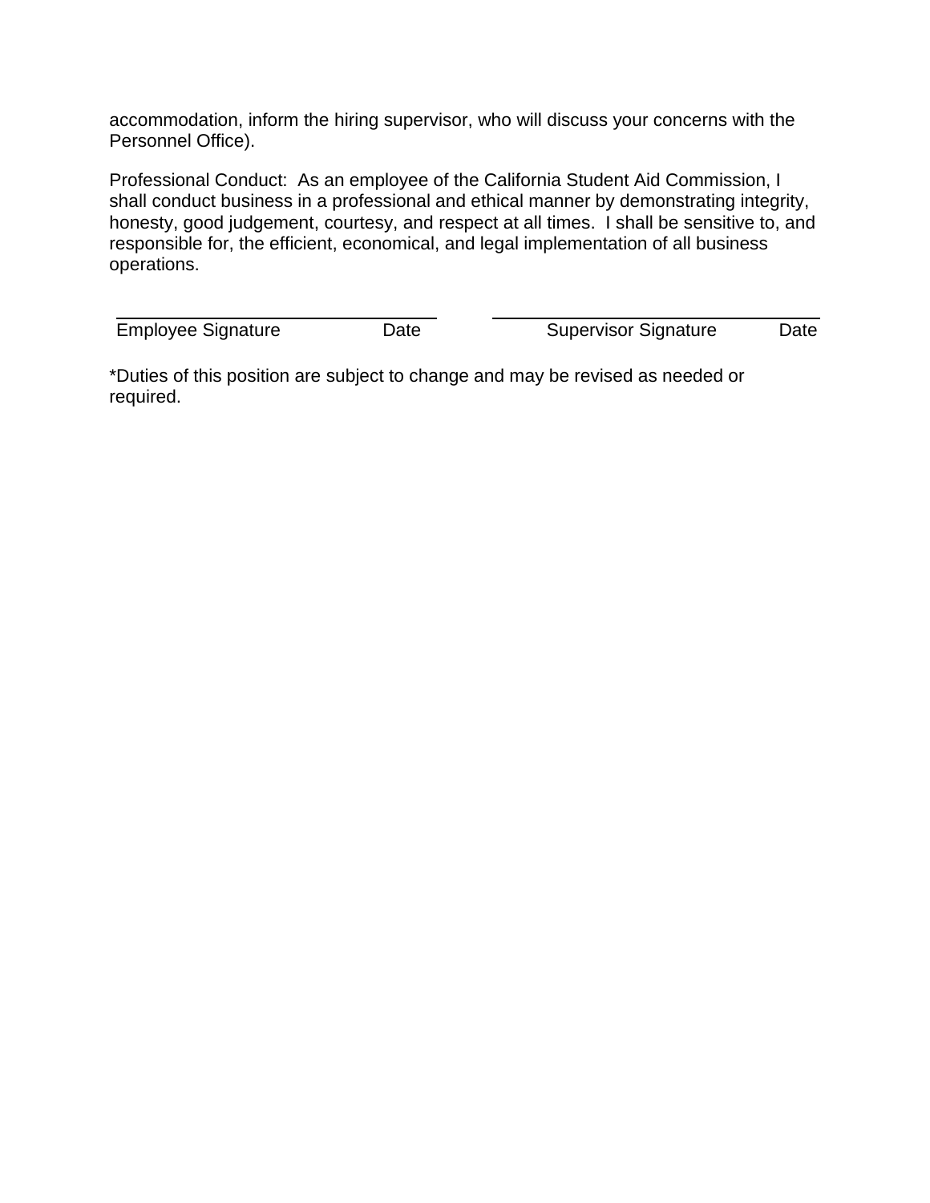accommodation, inform the hiring supervisor, who will discuss your concerns with the Personnel Office).

Professional Conduct: As an employee of the California Student Aid Commission, I shall conduct business in a professional and ethical manner by demonstrating integrity, honesty, good judgement, courtesy, and respect at all times. I shall be sensitive to, and responsible for, the efficient, economical, and legal implementation of all business operations.

| | | | |
|---|---|---|---|
| Employee Signature | Date | Supervisor Signature | Date |

*Duties of this position are subject to change and may be revised as needed or required.